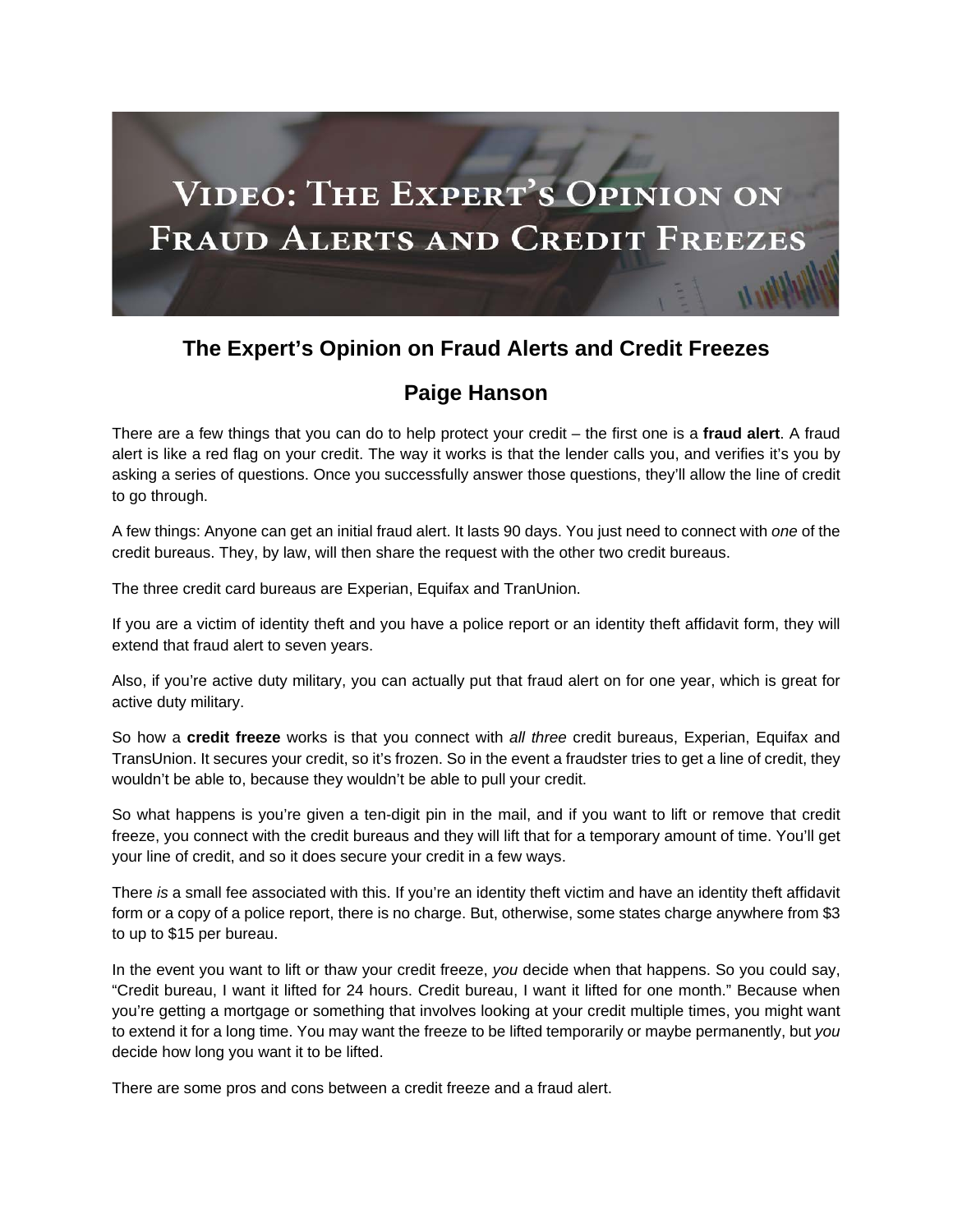# Video: The Expert's Opinion on Fraud Alerts and Credit Freezes

## The Expert's Opinion on Fraud Alerts and Credit Freezes

## Paige Hanson

There are a few things that you can do to help protect your credit – the first one is a **fraud alert**. A fraud alert is like a red flag on your credit. The way it works is that the lender calls you, and verifies it's you by asking a series of questions. Once you successfully answer those questions, they'll allow the line of credit to go through.

A few things: Anyone can get an initial fraud alert. It lasts 90 days. You just need to connect with *one* of the credit bureaus. They, by law, will then share the request with the other two credit bureaus.

The three credit card bureaus are Experian, Equifax and TranUnion.

If you are a victim of identity theft and you have a police report or an identity theft affidavit form, they will extend that fraud alert to seven years.

Also, if you're active duty military, you can actually put that fraud alert on for one year, which is great for active duty military.

So how a **credit freeze** works is that you connect with *all three* credit bureaus, Experian, Equifax and TransUnion. It secures your credit, so it's frozen. So in the event a fraudster tries to get a line of credit, they wouldn't be able to, because they wouldn't be able to pull your credit.

So what happens is you're given a ten-digit pin in the mail, and if you want to lift or remove that credit freeze, you connect with the credit bureaus and they will lift that for a temporary amount of time. You'll get your line of credit, and so it does secure your credit in a few ways.

There *is* a small fee associated with this. If you're an identity theft victim and have an identity theft affidavit form or a copy of a police report, there is no charge. But, otherwise, some states charge anywhere from $3 to up to $15 per bureau.

In the event you want to lift or thaw your credit freeze, *you* decide when that happens. So you could say, "Credit bureau, I want it lifted for 24 hours. Credit bureau, I want it lifted for one month." Because when you're getting a mortgage or something that involves looking at your credit multiple times, you might want to extend it for a long time. You may want the freeze to be lifted temporarily or maybe permanently, but *you* decide how long you want it to be lifted.

There are some pros and cons between a credit freeze and a fraud alert.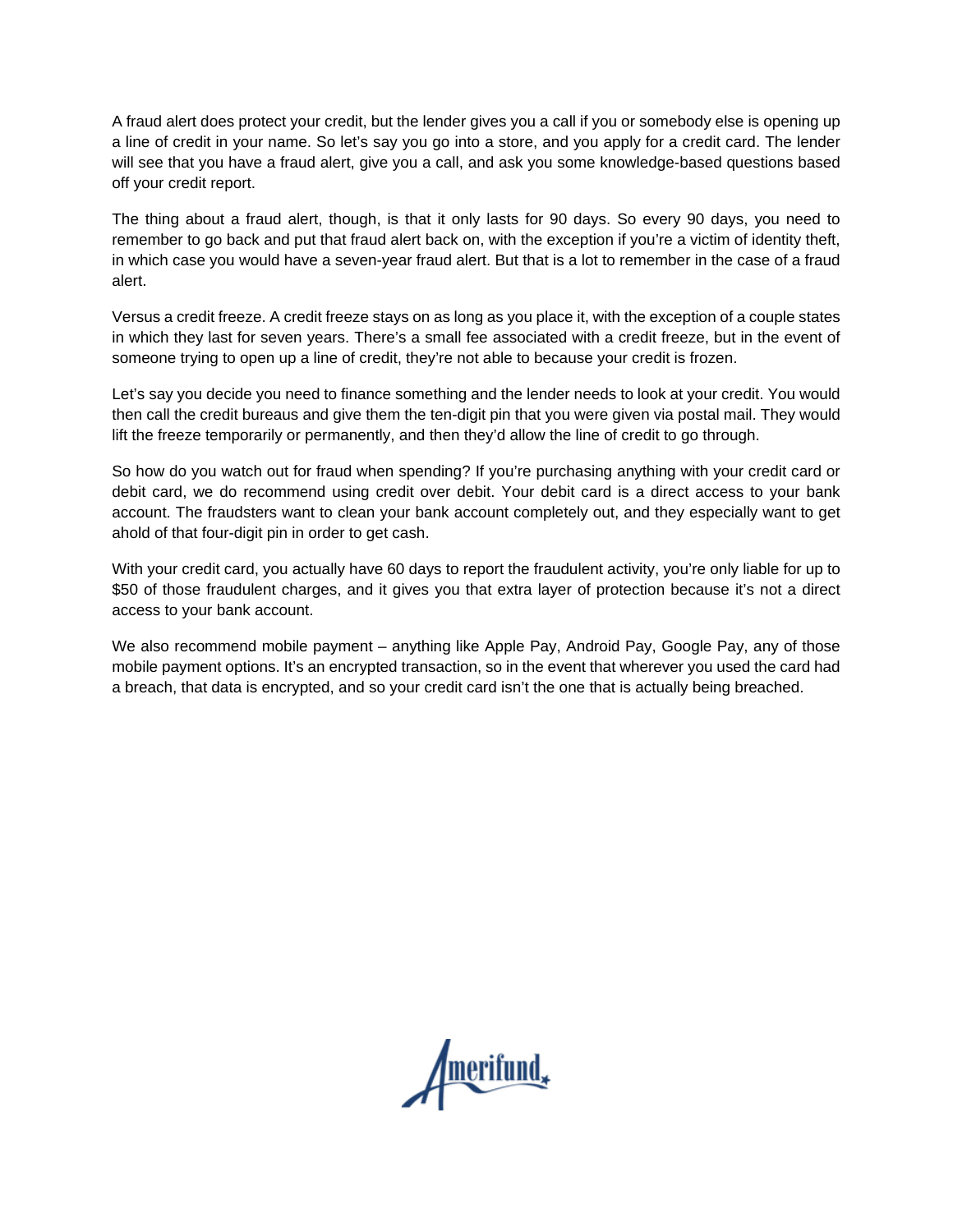A fraud alert does protect your credit, but the lender gives you a call if you or somebody else is opening up a line of credit in your name. So let's say you go into a store, and you apply for a credit card. The lender will see that you have a fraud alert, give you a call, and ask you some knowledge-based questions based off your credit report.

The thing about a fraud alert, though, is that it only lasts for 90 days. So every 90 days, you need to remember to go back and put that fraud alert back on, with the exception if you're a victim of identity theft, in which case you would have a seven-year fraud alert. But that is a lot to remember in the case of a fraud alert.

Versus a credit freeze. A credit freeze stays on as long as you place it, with the exception of a couple states in which they last for seven years. There's a small fee associated with a credit freeze, but in the event of someone trying to open up a line of credit, they're not able to because your credit is frozen.

Let's say you decide you need to finance something and the lender needs to look at your credit. You would then call the credit bureaus and give them the ten-digit pin that you were given via postal mail. They would lift the freeze temporarily or permanently, and then they'd allow the line of credit to go through.

So how do you watch out for fraud when spending? If you're purchasing anything with your credit card or debit card, we do recommend using credit over debit. Your debit card is a direct access to your bank account. The fraudsters want to clean your bank account completely out, and they especially want to get ahold of that four-digit pin in order to get cash.

With your credit card, you actually have 60 days to report the fraudulent activity, you're only liable for up to $50 of those fraudulent charges, and it gives you that extra layer of protection because it's not a direct access to your bank account.

We also recommend mobile payment – anything like Apple Pay, Android Pay, Google Pay, any of those mobile payment options. It's an encrypted transaction, so in the event that wherever you used the card had a breach, that data is encrypted, and so your credit card isn't the one that is actually being breached.

Amerifund